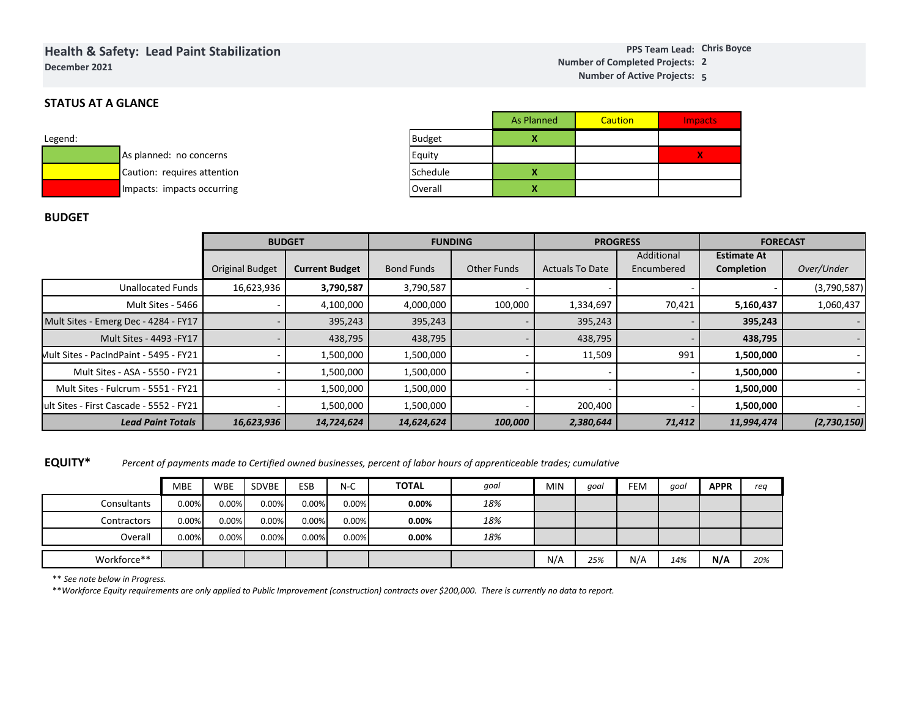## Health & Safety: Lead Paint Stabilization

**December 2021**

**PPS Team Lead:** Chris Boyce
**Number of Completed Projects:** 2
**Number of Active Projects:** 5

### STATUS AT A GLANCE

Legend:

| Color | Meaning |
|---|---|
| Green | As planned: no concerns |
| Yellow | Caution: requires attention |
| Red | Impacts: impacts occurring |

| | As Planned | Caution | Impacts |
|---|---|---|---|
| Budget | X | | |
| Equity | | | X |
| Schedule | X | | |
| Overall | X | | |

### BUDGET

| | BUDGET | | FUNDING | | PROGRESS | | FORECAST | |
|---|---|---|---|---|---|---|---|---|
| | Original Budget | **Current Budget** | Bond Funds | Other Funds | Actuals To Date | Additional Encumbered | **Estimate At Completion** | *Over/Under* |
| Unallocated Funds | 16,623,936 | **3,790,587** | 3,790,587 | - | - | - | **-** | (3,790,587) |
| Mult Sites - 5466 | - | 4,100,000 | 4,000,000 | 100,000 | 1,334,697 | 70,421 | **5,160,437** | 1,060,437 |
| Mult Sites - Emerg Dec - 4284 - FY17 | - | 395,243 | 395,243 | - | 395,243 | - | **395,243** | - |
| Mult Sites - 4493 -FY17 | - | 438,795 | 438,795 | - | 438,795 | - | **438,795** | - |
| Mult Sites - PacIndPaint - 5495 - FY21 | - | 1,500,000 | 1,500,000 | - | 11,509 | 991 | **1,500,000** | - |
| Mult Sites - ASA - 5550 - FY21 | - | 1,500,000 | 1,500,000 | - | - | - | **1,500,000** | - |
| Mult Sites - Fulcrum - 5551 - FY21 | - | 1,500,000 | 1,500,000 | - | - | - | **1,500,000** | - |
| Mult Sites - First Cascade - 5552 - FY21 | - | 1,500,000 | 1,500,000 | - | 200,400 | - | **1,500,000** | - |
| ***Lead Paint Totals*** | ***16,623,936*** | ***14,724,624*** | ***14,624,624*** | ***100,000*** | ***2,380,644*** | ***71,412*** | ***11,994,474*** | ***(2,730,150)*** |

### EQUITY*

*Percent of payments made to Certified owned businesses, percent of labor hours of apprenticeable trades; cumulative*

| | MBE | WBE | SDVBE | ESB | N-C | **TOTAL** | *goal* | MIN | *goal* | FEM | *goal* | **APPR** | *req* |
|---|---|---|---|---|---|---|---|---|---|---|---|---|---|
| Consultants | 0.00% | 0.00% | 0.00% | 0.00% | 0.00% | **0.00%** | *18%* | | | | | | |
| Contractors | 0.00% | 0.00% | 0.00% | 0.00% | 0.00% | **0.00%** | *18%* | | | | | | |
| Overall | 0.00% | 0.00% | 0.00% | 0.00% | 0.00% | **0.00%** | *18%* | | | | | | |
| Workforce** | | | | | | | | N/A | *25%* | N/A | *14%* | **N/A** | *20%* |

*\*\* See note below in Progress.*

*\*\*Workforce Equity requirements are only applied to Public Improvement (construction) contracts over $200,000. There is currently no data to report.*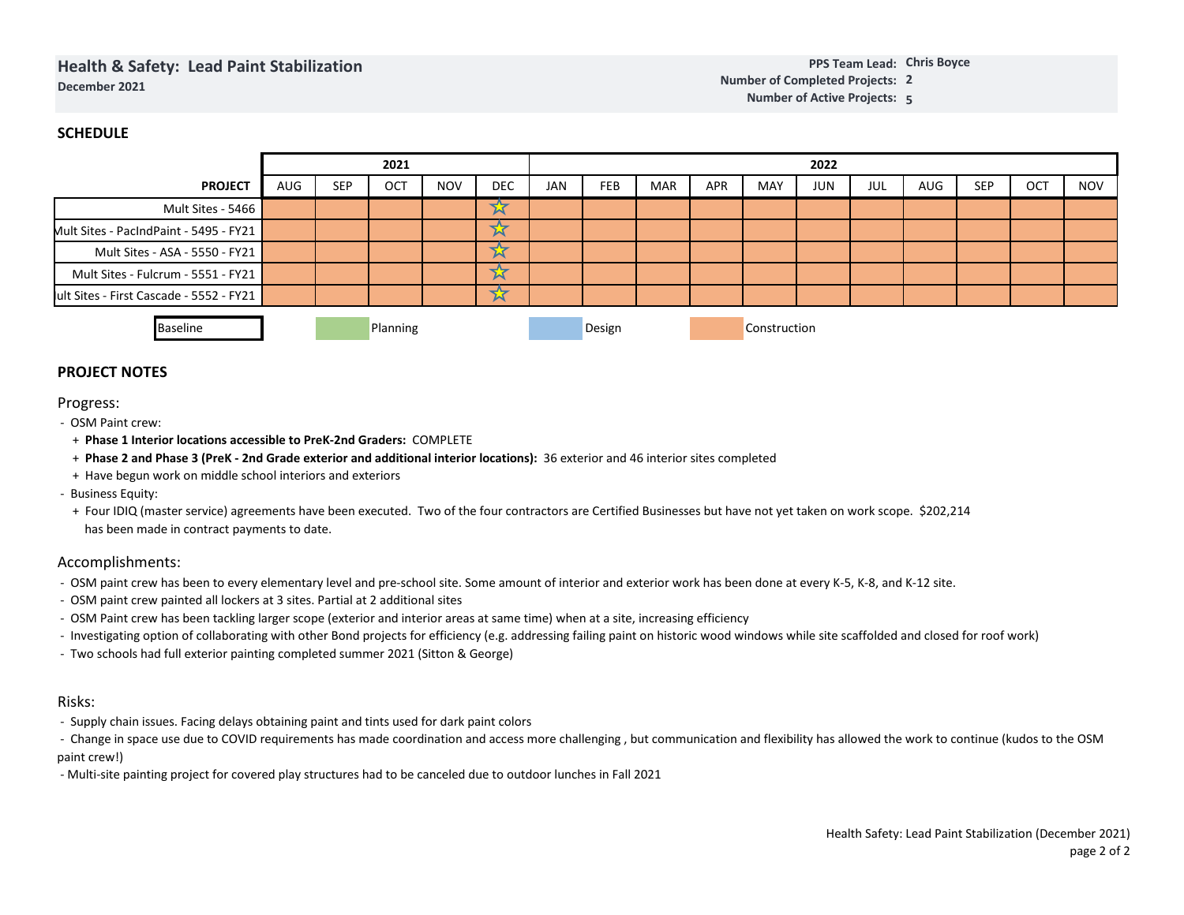## Health & Safety: Lead Paint Stabilization

**December 2021**

**PPS Team Lead:** Chris Boyce
**Number of Completed Projects:** 2
**Number of Active Projects:** 5

### SCHEDULE

2021: AUG, SEP, OCT, NOV, DEC
2022: JAN, FEB, MAR, APR, MAY, JUN, JUL, AUG, SEP, OCT, NOV

PROJECT
Mult Sites - 5466
Mult Sites - PacIndPaint - 5495 - FY21
Mult Sites - ASA - 5550 - FY21
Mult Sites - Fulcrum - 5551 - FY21
Mult Sites - First Cascade - 5552 - FY21

Baseline
Planning
Design
Construction

### PROJECT NOTES

Progress:

- OSM Paint crew:
  + **Phase 1 Interior locations accessible to PreK-2nd Graders:** COMPLETE
  + **Phase 2 and Phase 3 (PreK - 2nd Grade exterior and additional interior locations):** 36 exterior and 46 interior sites completed
  + Have begun work on middle school interiors and exteriors
- Business Equity:
  + Four IDIQ (master service) agreements have been executed. Two of the four contractors are Certified Businesses but have not yet taken on work scope. $202,214 has been made in contract payments to date.

Accomplishments:

- OSM paint crew has been to every elementary level and pre-school site. Some amount of interior and exterior work has been done at every K-5, K-8, and K-12 site.
- OSM paint crew painted all lockers at 3 sites. Partial at 2 additional sites
- OSM Paint crew has been tackling larger scope (exterior and interior areas at same time) when at a site, increasing efficiency
- Investigating option of collaborating with other Bond projects for efficiency (e.g. addressing failing paint on historic wood windows while site scaffolded and closed for roof work)
- Two schools had full exterior painting completed summer 2021 (Sitton & George)

Risks:

- Supply chain issues. Facing delays obtaining paint and tints used for dark paint colors
- Change in space use due to COVID requirements has made coordination and access more challenging , but communication and flexibility has allowed the work to continue (kudos to the OSM paint crew!)
- Multi-site painting project for covered play structures had to be canceled due to outdoor lunches in Fall 2021